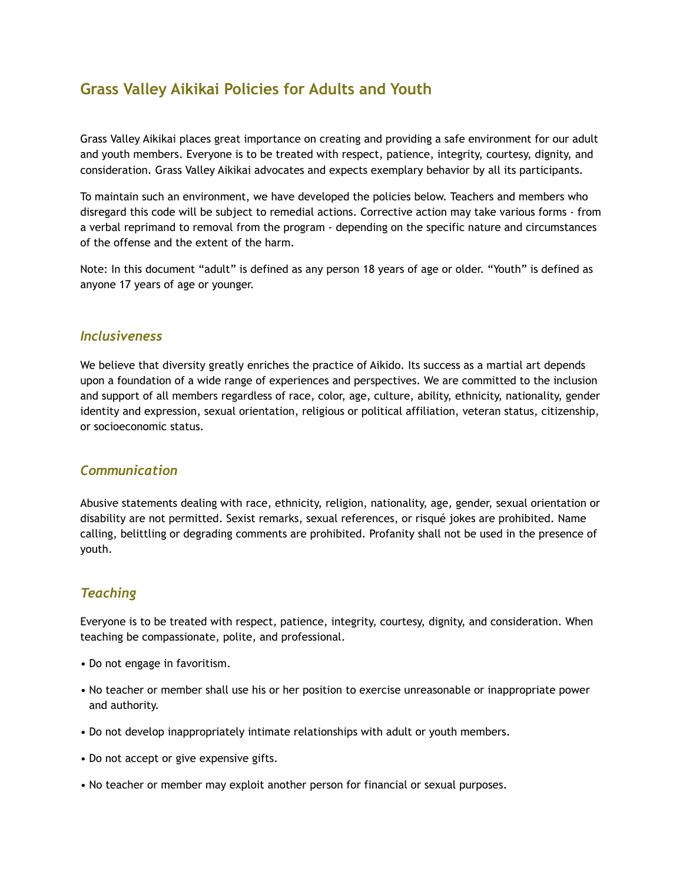# Grass Valley Aikikai Policies for Adults and Youth

Grass Valley Aikikai places great importance on creating and providing a safe environment for our adult and youth members. Everyone is to be treated with respect, patience, integrity, courtesy, dignity, and consideration. Grass Valley Aikikai advocates and expects exemplary behavior by all its participants.

To maintain such an environment, we have developed the policies below. Teachers and members who disregard this code will be subject to remedial actions. Corrective action may take various forms - from a verbal reprimand to removal from the program - depending on the specific nature and circumstances of the offense and the extent of the harm.

Note: In this document "adult" is defined as any person 18 years of age or older. "Youth" is defined as anyone 17 years of age or younger.

## *Inclusiveness*

We believe that diversity greatly enriches the practice of Aikido. Its success as a martial art depends upon a foundation of a wide range of experiences and perspectives. We are committed to the inclusion and support of all members regardless of race, color, age, culture, ability, ethnicity, nationality, gender identity and expression, sexual orientation, religious or political affiliation, veteran status, citizenship, or socioeconomic status.

## *Communication*

Abusive statements dealing with race, ethnicity, religion, nationality, age, gender, sexual orientation or disability are not permitted. Sexist remarks, sexual references, or risqué jokes are prohibited. Name calling, belittling or degrading comments are prohibited. Profanity shall not be used in the presence of youth.

## *Teaching*

Everyone is to be treated with respect, patience, integrity, courtesy, dignity, and consideration. When teaching be compassionate, polite, and professional.

- Do not engage in favoritism.
- No teacher or member shall use his or her position to exercise unreasonable or inappropriate power and authority.
- Do not develop inappropriately intimate relationships with adult or youth members.
- Do not accept or give expensive gifts.
- No teacher or member may exploit another person for financial or sexual purposes.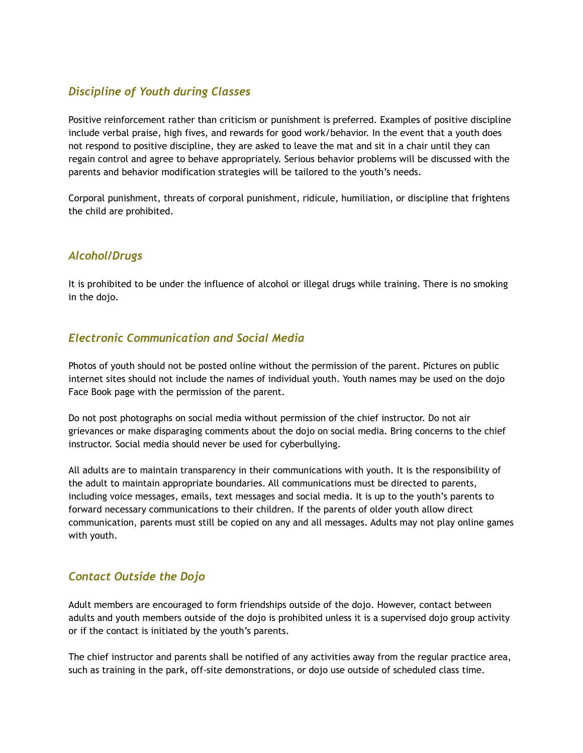### *Discipline of Youth during Classes*

Positive reinforcement rather than criticism or punishment is preferred. Examples of positive discipline include verbal praise, high fives, and rewards for good work/behavior. In the event that a youth does not respond to positive discipline, they are asked to leave the mat and sit in a chair until they can regain control and agree to behave appropriately. Serious behavior problems will be discussed with the parents and behavior modification strategies will be tailored to the youth's needs.

Corporal punishment, threats of corporal punishment, ridicule, humiliation, or discipline that frightens the child are prohibited.

### *Alcohol/Drugs*

It is prohibited to be under the influence of alcohol or illegal drugs while training. There is no smoking in the dojo.

### *Electronic Communication and Social Media*

Photos of youth should not be posted online without the permission of the parent. Pictures on public internet sites should not include the names of individual youth. Youth names may be used on the dojo Face Book page with the permission of the parent.

Do not post photographs on social media without permission of the chief instructor. Do not air grievances or make disparaging comments about the dojo on social media. Bring concerns to the chief instructor. Social media should never be used for cyberbullying.

All adults are to maintain transparency in their communications with youth. It is the responsibility of the adult to maintain appropriate boundaries. All communications must be directed to parents, including voice messages, emails, text messages and social media. It is up to the youth's parents to forward necessary communications to their children. If the parents of older youth allow direct communication, parents must still be copied on any and all messages. Adults may not play online games with youth.

### *Contact Outside the Dojo*

Adult members are encouraged to form friendships outside of the dojo. However, contact between adults and youth members outside of the dojo is prohibited unless it is a supervised dojo group activity or if the contact is initiated by the youth's parents.

The chief instructor and parents shall be notified of any activities away from the regular practice area, such as training in the park, off-site demonstrations, or dojo use outside of scheduled class time.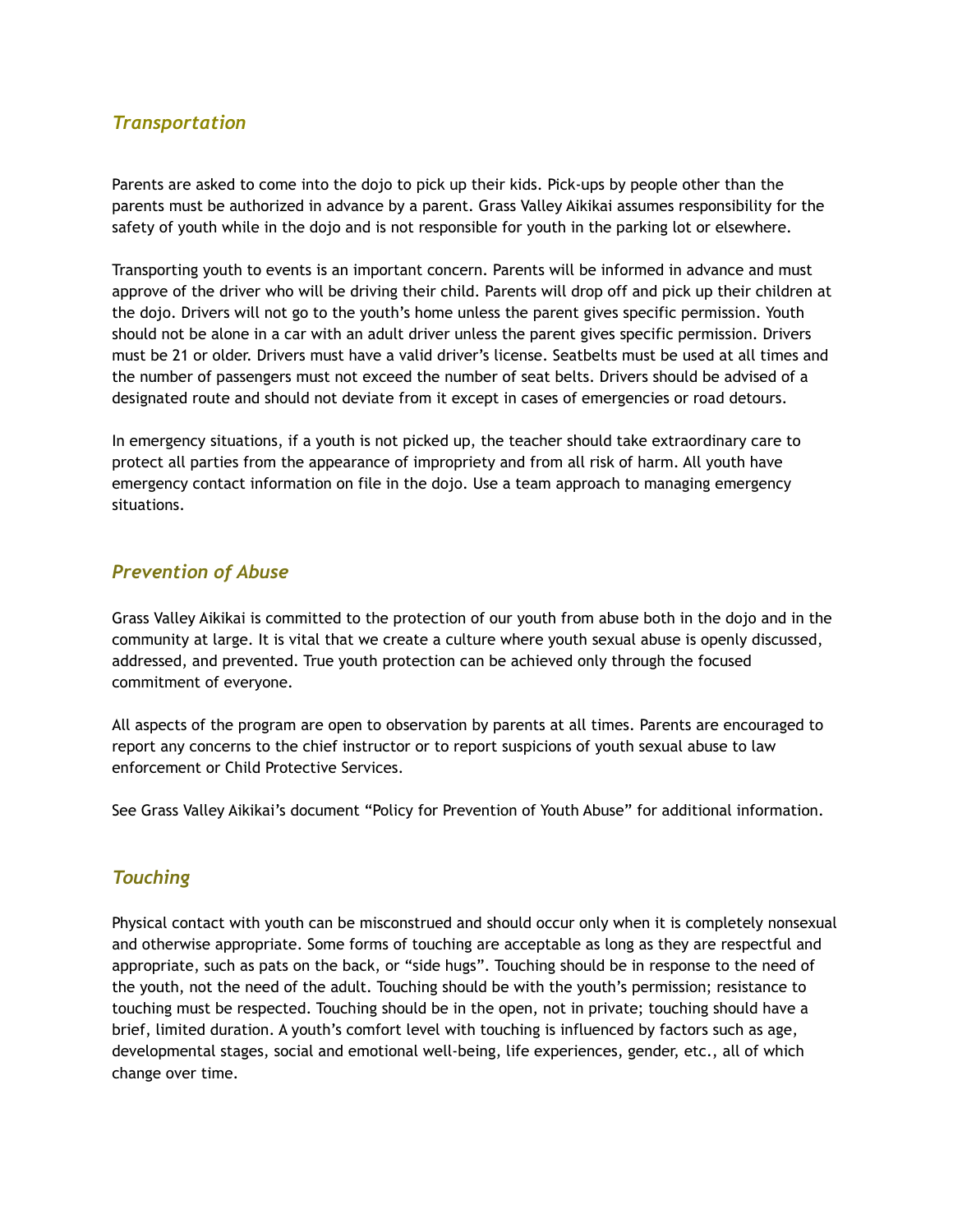## *Transportation*

Parents are asked to come into the dojo to pick up their kids. Pick-ups by people other than the parents must be authorized in advance by a parent. Grass Valley Aikikai assumes responsibility for the safety of youth while in the dojo and is not responsible for youth in the parking lot or elsewhere.

Transporting youth to events is an important concern. Parents will be informed in advance and must approve of the driver who will be driving their child. Parents will drop off and pick up their children at the dojo. Drivers will not go to the youth's home unless the parent gives specific permission. Youth should not be alone in a car with an adult driver unless the parent gives specific permission. Drivers must be 21 or older. Drivers must have a valid driver's license. Seatbelts must be used at all times and the number of passengers must not exceed the number of seat belts. Drivers should be advised of a designated route and should not deviate from it except in cases of emergencies or road detours.

In emergency situations, if a youth is not picked up, the teacher should take extraordinary care to protect all parties from the appearance of impropriety and from all risk of harm. All youth have emergency contact information on file in the dojo. Use a team approach to managing emergency situations.

## *Prevention of Abuse*

Grass Valley Aikikai is committed to the protection of our youth from abuse both in the dojo and in the community at large. It is vital that we create a culture where youth sexual abuse is openly discussed, addressed, and prevented. True youth protection can be achieved only through the focused commitment of everyone.

All aspects of the program are open to observation by parents at all times. Parents are encouraged to report any concerns to the chief instructor or to report suspicions of youth sexual abuse to law enforcement or Child Protective Services.

See Grass Valley Aikikai's document "Policy for Prevention of Youth Abuse" for additional information.

## *Touching*

Physical contact with youth can be misconstrued and should occur only when it is completely nonsexual and otherwise appropriate. Some forms of touching are acceptable as long as they are respectful and appropriate, such as pats on the back, or "side hugs". Touching should be in response to the need of the youth, not the need of the adult. Touching should be with the youth's permission; resistance to touching must be respected. Touching should be in the open, not in private; touching should have a brief, limited duration. A youth's comfort level with touching is influenced by factors such as age, developmental stages, social and emotional well-being, life experiences, gender, etc., all of which change over time.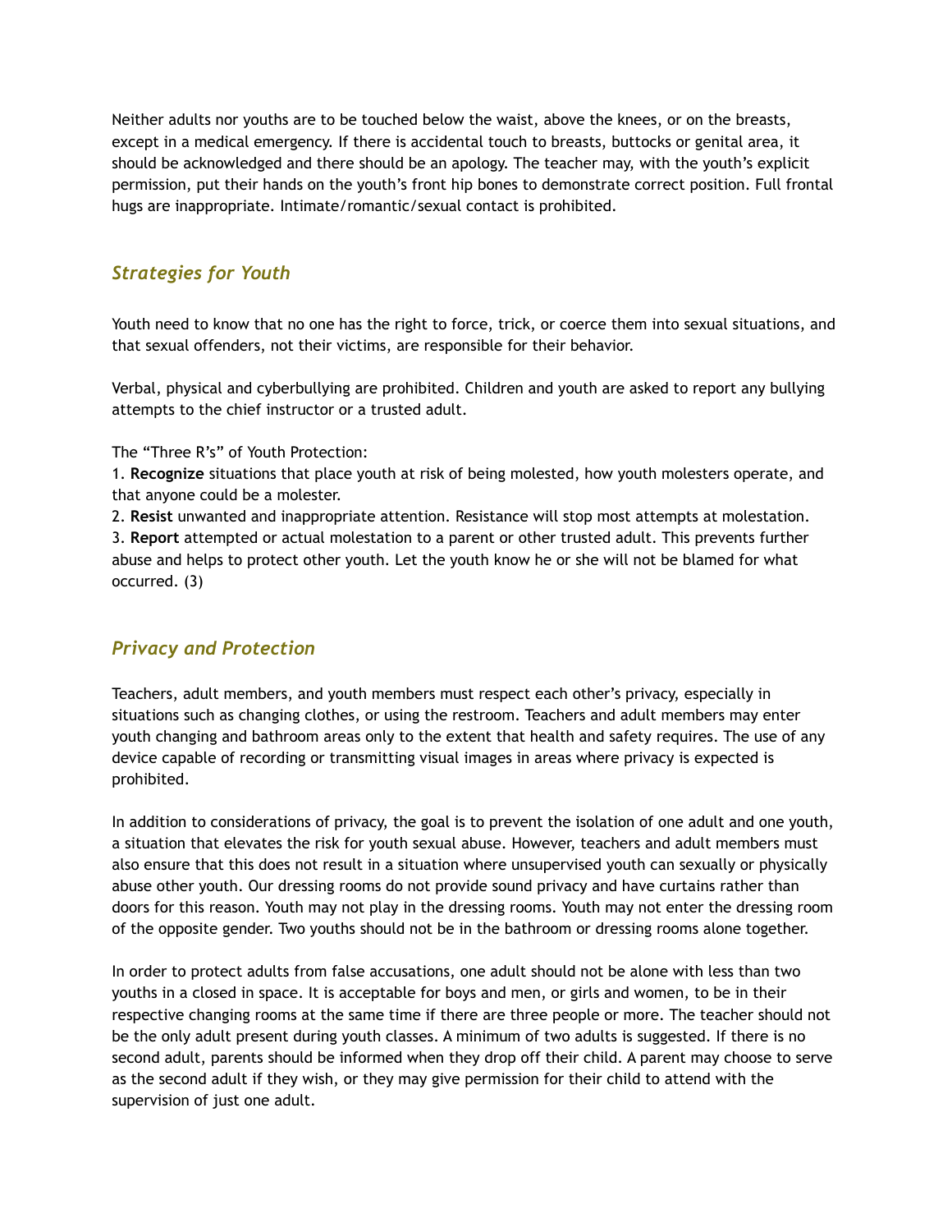Neither adults nor youths are to be touched below the waist, above the knees, or on the breasts, except in a medical emergency. If there is accidental touch to breasts, buttocks or genital area, it should be acknowledged and there should be an apology. The teacher may, with the youth's explicit permission, put their hands on the youth's front hip bones to demonstrate correct position. Full frontal hugs are inappropriate. Intimate/romantic/sexual contact is prohibited.

### *Strategies for Youth*

Youth need to know that no one has the right to force, trick, or coerce them into sexual situations, and that sexual offenders, not their victims, are responsible for their behavior.

Verbal, physical and cyberbullying are prohibited. Children and youth are asked to report any bullying attempts to the chief instructor or a trusted adult.

The "Three R's" of Youth Protection:

1. **Recognize** situations that place youth at risk of being molested, how youth molesters operate, and that anyone could be a molester.
2. **Resist** unwanted and inappropriate attention. Resistance will stop most attempts at molestation.
3. **Report** attempted or actual molestation to a parent or other trusted adult. This prevents further abuse and helps to protect other youth. Let the youth know he or she will not be blamed for what occurred. (3)

### *Privacy and Protection*

Teachers, adult members, and youth members must respect each other's privacy, especially in situations such as changing clothes, or using the restroom. Teachers and adult members may enter youth changing and bathroom areas only to the extent that health and safety requires. The use of any device capable of recording or transmitting visual images in areas where privacy is expected is prohibited.

In addition to considerations of privacy, the goal is to prevent the isolation of one adult and one youth, a situation that elevates the risk for youth sexual abuse. However, teachers and adult members must also ensure that this does not result in a situation where unsupervised youth can sexually or physically abuse other youth. Our dressing rooms do not provide sound privacy and have curtains rather than doors for this reason. Youth may not play in the dressing rooms. Youth may not enter the dressing room of the opposite gender. Two youths should not be in the bathroom or dressing rooms alone together.

In order to protect adults from false accusations, one adult should not be alone with less than two youths in a closed in space. It is acceptable for boys and men, or girls and women, to be in their respective changing rooms at the same time if there are three people or more. The teacher should not be the only adult present during youth classes. A minimum of two adults is suggested. If there is no second adult, parents should be informed when they drop off their child. A parent may choose to serve as the second adult if they wish, or they may give permission for their child to attend with the supervision of just one adult.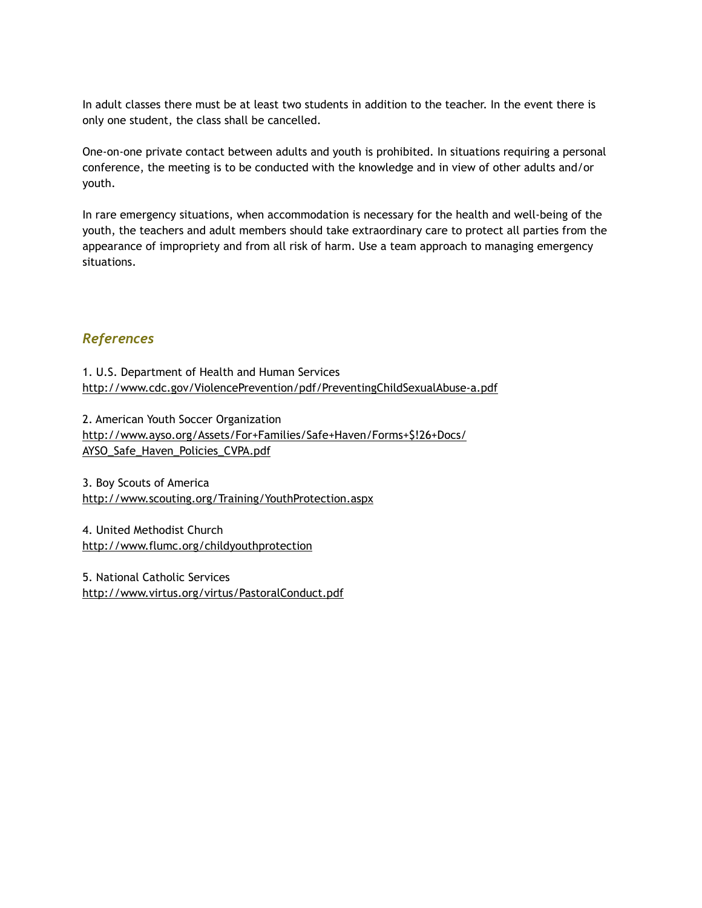In adult classes there must be at least two students in addition to the teacher. In the event there is only one student, the class shall be cancelled.

One-on-one private contact between adults and youth is prohibited. In situations requiring a personal conference, the meeting is to be conducted with the knowledge and in view of other adults and/or youth.

In rare emergency situations, when accommodation is necessary for the health and well-being of the youth, the teachers and adult members should take extraordinary care to protect all parties from the appearance of impropriety and from all risk of harm. Use a team approach to managing emergency situations.

## *References*

1. U.S. Department of Health and Human Services
http://www.cdc.gov/ViolencePrevention/pdf/PreventingChildSexualAbuse-a.pdf

2. American Youth Soccer Organization
http://www.ayso.org/Assets/For+Families/Safe+Haven/Forms+$!26+Docs/AYSO_Safe_Haven_Policies_CVPA.pdf

3. Boy Scouts of America
http://www.scouting.org/Training/YouthProtection.aspx

4. United Methodist Church
http://www.flumc.org/childyouthprotection

5. National Catholic Services
http://www.virtus.org/virtus/PastoralConduct.pdf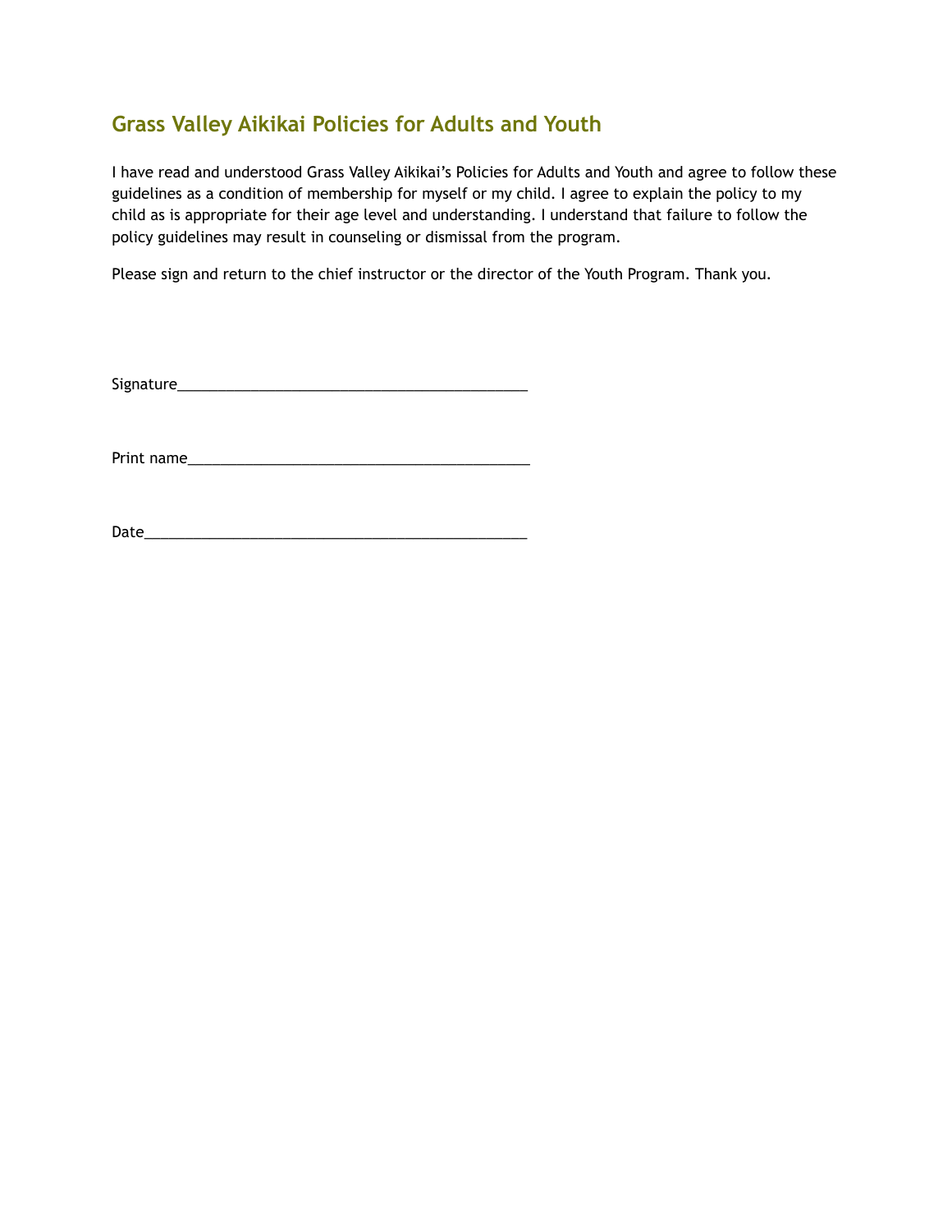## Grass Valley Aikikai Policies for Adults and Youth

I have read and understood Grass Valley Aikikai's Policies for Adults and Youth and agree to follow these guidelines as a condition of membership for myself or my child. I agree to explain the policy to my child as is appropriate for their age level and understanding. I understand that failure to follow the policy guidelines may result in counseling or dismissal from the program.

Please sign and return to the chief instructor or the director of the Youth Program. Thank you.

Signature___________________________________________

Print name__________________________________________

Date_______________________________________________